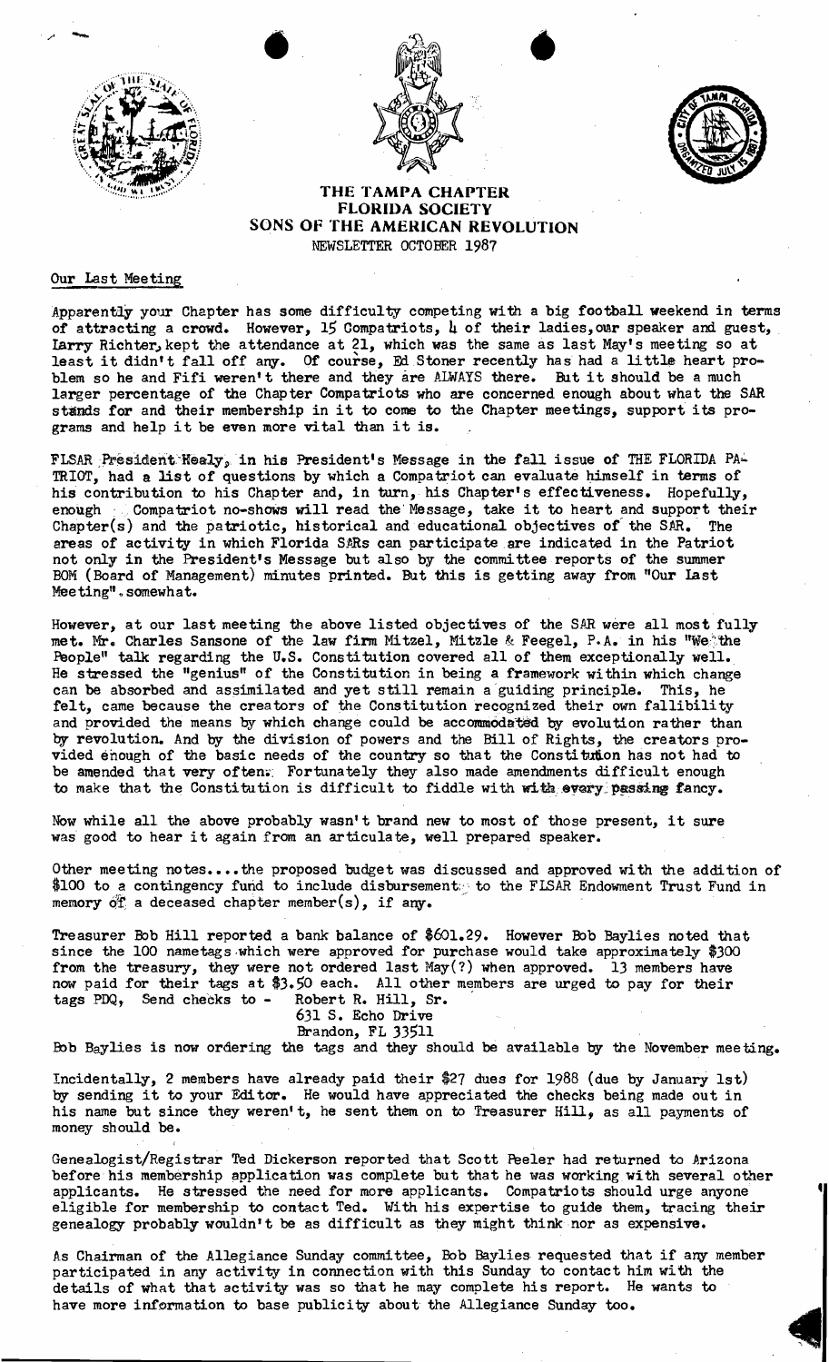# THE TAMPA CHAPTER
## FLORIDA SOCIETY
## SONS OF THE AMERICAN REVOLUTION

NEWSLETTER OCTOBER 1987

### Our Last Meeting

Apparently your Chapter has some difficulty competing with a big football weekend in terms of attracting a crowd. However, 15 Compatriots, 4 of their ladies, our speaker and guest, Larry Richter, kept the attendance at 21, which was the same as last May's meeting so at least it didn't fall off any. Of course, Ed Stoner recently has had a little heart problem so he and Fifi weren't there and they are ALWAYS there. But it should be a much larger percentage of the Chapter Compatriots who are concerned enough about what the SAR stands for and their membership in it to come to the Chapter meetings, support its programs and help it be even more vital than it is.

FLSAR President Healy, in his President's Message in the fall issue of THE FLORIDA PATRIOT, had a list of questions by which a Compatriot can evaluate himself in terms of his contribution to his Chapter and, in turn, his Chapter's effectiveness. Hopefully, enough Compatriot no-shows will read the Message, take it to heart and support their Chapter(s) and the patriotic, historical and educational objectives of the SAR. The areas of activity in which Florida SARs can participate are indicated in the Patriot not only in the President's Message but also by the committee reports of the summer BOM (Board of Management) minutes printed. But this is getting away from "Our Last Meeting" somewhat.

However, at our last meeting the above listed objectives of the SAR were all most fully met. Mr. Charles Sansone of the law firm Mitzel, Mitzle & Feegel, P.A. in his "We the People" talk regarding the U.S. Constitution covered all of them exceptionally well. He stressed the "genius" of the Constitution in being a framework within which change can be absorbed and assimilated and yet still remain a guiding principle. This, he felt, came because the creators of the Constitution recognized their own fallibility and provided the means by which change could be accommodated by evolution rather than by revolution. And by the division of powers and the Bill of Rights, the creators provided enough of the basic needs of the country so that the Constitution has not had to be amended that very often. Fortunately they also made amendments difficult enough to make that the Constitution is difficult to fiddle with with every passing fancy.

Now while all the above probably wasn't brand new to most of those present, it sure was good to hear it again from an articulate, well prepared speaker.

Other meeting notes....the proposed budget was discussed and approved with the addition of $100 to a contingency fund to include disbursement to the FLSAR Endowment Trust Fund in memory of a deceased chapter member(s), if any.

Treasurer Bob Hill reported a bank balance of $601.29. However Bob Baylies noted that since the 100 nametags which were approved for purchase would take approximately $300 from the treasury, they were not ordered last May(?) when approved. 13 members have now paid for their tags at $3.50 each. All other members are urged to pay for their tags PDQ, Send checks to - Robert R. Hill, Sr.
631 S. Echo Drive
Brandon, FL 33511

Bob Baylies is now ordering the tags and they should be available by the November meeting.

Incidentally, 2 members have already paid their $27 dues for 1988 (due by January 1st) by sending it to your Editor. He would have appreciated the checks being made out in his name but since they weren't, he sent them on to Treasurer Hill, as all payments of money should be.

Genealogist/Registrar Ted Dickerson reported that Scott Peeler had returned to Arizona before his membership application was complete but that he was working with several other applicants. He stressed the need for more applicants. Compatriots should urge anyone eligible for membership to contact Ted. With his expertise to guide them, tracing their genealogy probably wouldn't be as difficult as they might think nor as expensive.

As Chairman of the Allegiance Sunday committee, Bob Baylies requested that if any member participated in any activity in connection with this Sunday to contact him with the details of what that activity was so that he may complete his report. He wants to have more information to base publicity about the Allegiance Sunday too.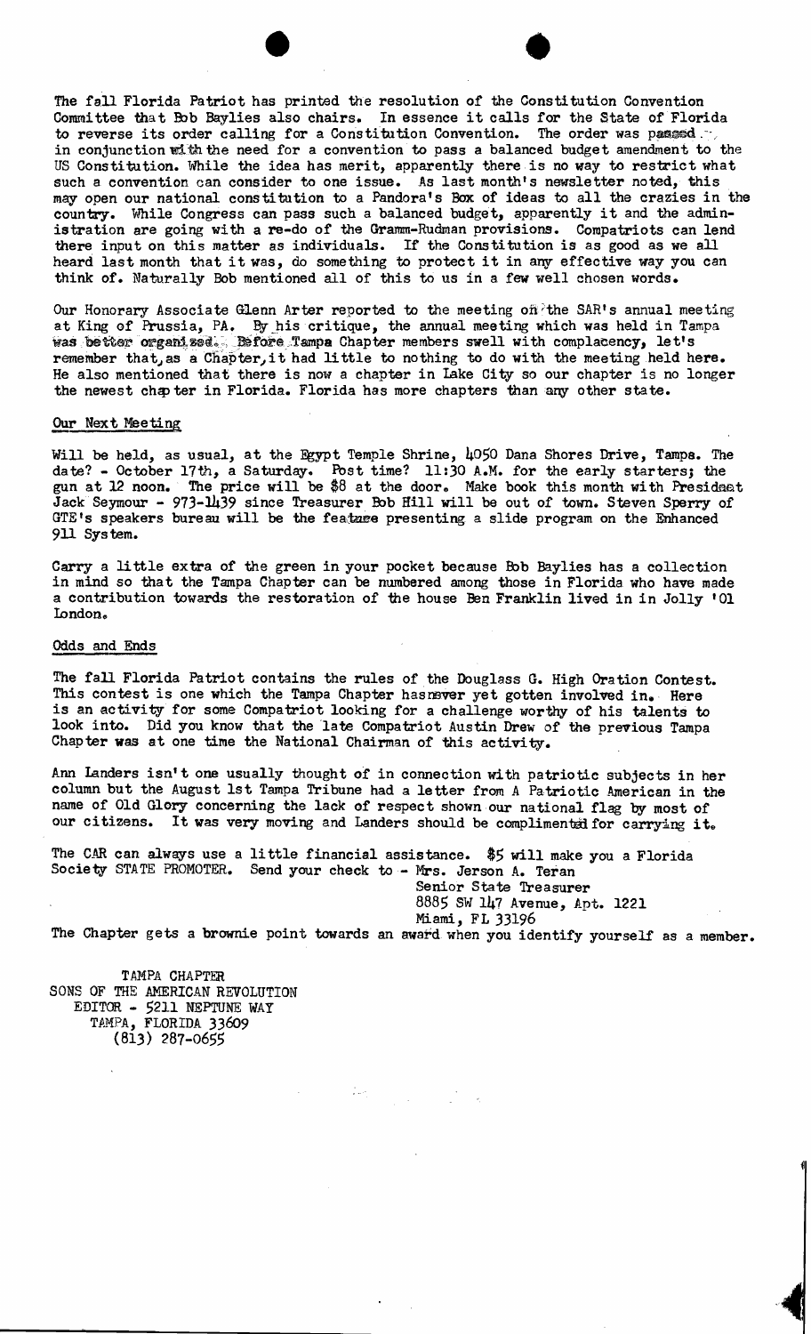The fall Florida Patriot has printed the resolution of the Constitution Convention Committee that Bob Baylies also chairs. In essence it calls for the State of Florida to reverse its order calling for a Constitution Convention. The order was passed in conjunction with the need for a convention to pass a balanced budget amendment to the US Constitution. While the idea has merit, apparently there is no way to restrict what such a convention can consider to one issue. As last month's newsletter noted, this may open our national constitution to a Pandora's Box of ideas to all the crazies in the country. While Congress can pass such a balanced budget, apparently it and the administration are going with a re-do of the Gramm-Rudman provisions. Compatriots can lend there input on this matter as individuals. If the Constitution is as good as we all heard last month that it was, do something to protect it in any effective way you can think of. Naturally Bob mentioned all of this to us in a few well chosen words.

Our Honorary Associate Glenn Arter reported to the meeting on the SAR's annual meeting at King of Prussia, PA. By his critique, the annual meeting which was held in Tampa was better organized. Before Tampa Chapter members swell with complacency, let's remember that, as a Chapter, it had little to nothing to do with the meeting held here. He also mentioned that there is now a chapter in Lake City so our chapter is no longer the newest chapter in Florida. Florida has more chapters than any other state.

## Our Next Meeting

Will be held, as usual, at the Egypt Temple Shrine, 4050 Dana Shores Drive, Tampa. The date? - October 17th, a Saturday. Post time? 11:30 A.M. for the early starters; the gun at 12 noon. The price will be $8 at the door. Make book this month with President Jack Seymour - 973-1439 since Treasurer Bob Hill will be out of town. Steven Sperry of GTE's speakers bureau will be the feature presenting a slide program on the Enhanced 911 System.

Carry a little extra of the green in your pocket because Bob Baylies has a collection in mind so that the Tampa Chapter can be numbered among those in Florida who have made a contribution towards the restoration of the house Ben Franklin lived in in Jolly 'Ol London.

## Odds and Ends

The fall Florida Patriot contains the rules of the Douglass G. High Oration Contest. This contest is one which the Tampa Chapter has never yet gotten involved in. Here is an activity for some Compatriot looking for a challenge worthy of his talents to look into. Did you know that the late Compatriot Austin Drew of the previous Tampa Chapter was at one time the National Chairman of this activity.

Ann Landers isn't one usually thought of in connection with patriotic subjects in her column but the August 1st Tampa Tribune had a letter from A Patriotic American in the name of Old Glory concerning the lack of respect shown our national flag by most of our citizens. It was very moving and Landers should be complimented for carrying it.

The CAR can always use a little financial assistance. $5 will make you a Florida Society STATE PROMOTER. Send your check to - Mrs. Jerson A. Teran
Senior State Treasurer
8885 SW 147 Avenue, Apt. 1221
Miami, FL 33196

The Chapter gets a brownie point towards an award when you identify yourself as a member.

TAMPA CHAPTER
SONS OF THE AMERICAN REVOLUTION
EDITOR - 5211 NEPTUNE WAY
TAMPA, FLORIDA 33609
(813) 287-0655